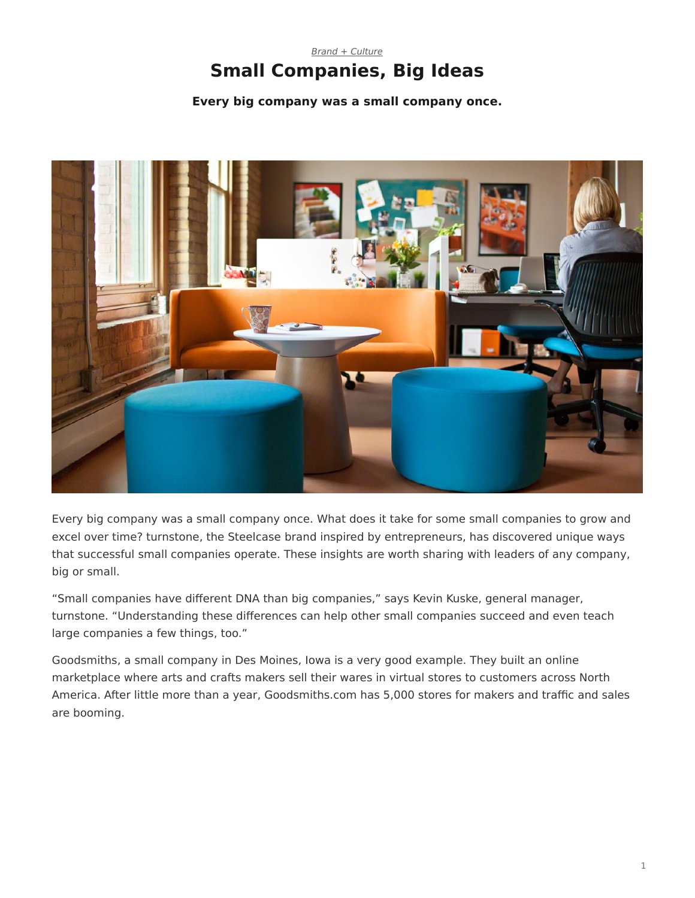*Brand + Culture*

# Small Companies, Big Ideas

**Every big company was a small company once.**

Every big company was a small company once. What does it take for some small companies to grow and excel over time? turnstone, the Steelcase brand inspired by entrepreneurs, has discovered unique ways that successful small companies operate. These insights are worth sharing with leaders of any company, big or small.

“Small companies have different DNA than big companies,” says Kevin Kuske, general manager, turnstone. “Understanding these differences can help other small companies succeed and even teach large companies a few things, too.”

Goodsmiths, a small company in Des Moines, Iowa is a very good example. They built an online marketplace where arts and crafts makers sell their wares in virtual stores to customers across North America. After little more than a year, Goodsmiths.com has 5,000 stores for makers and traffic and sales are booming.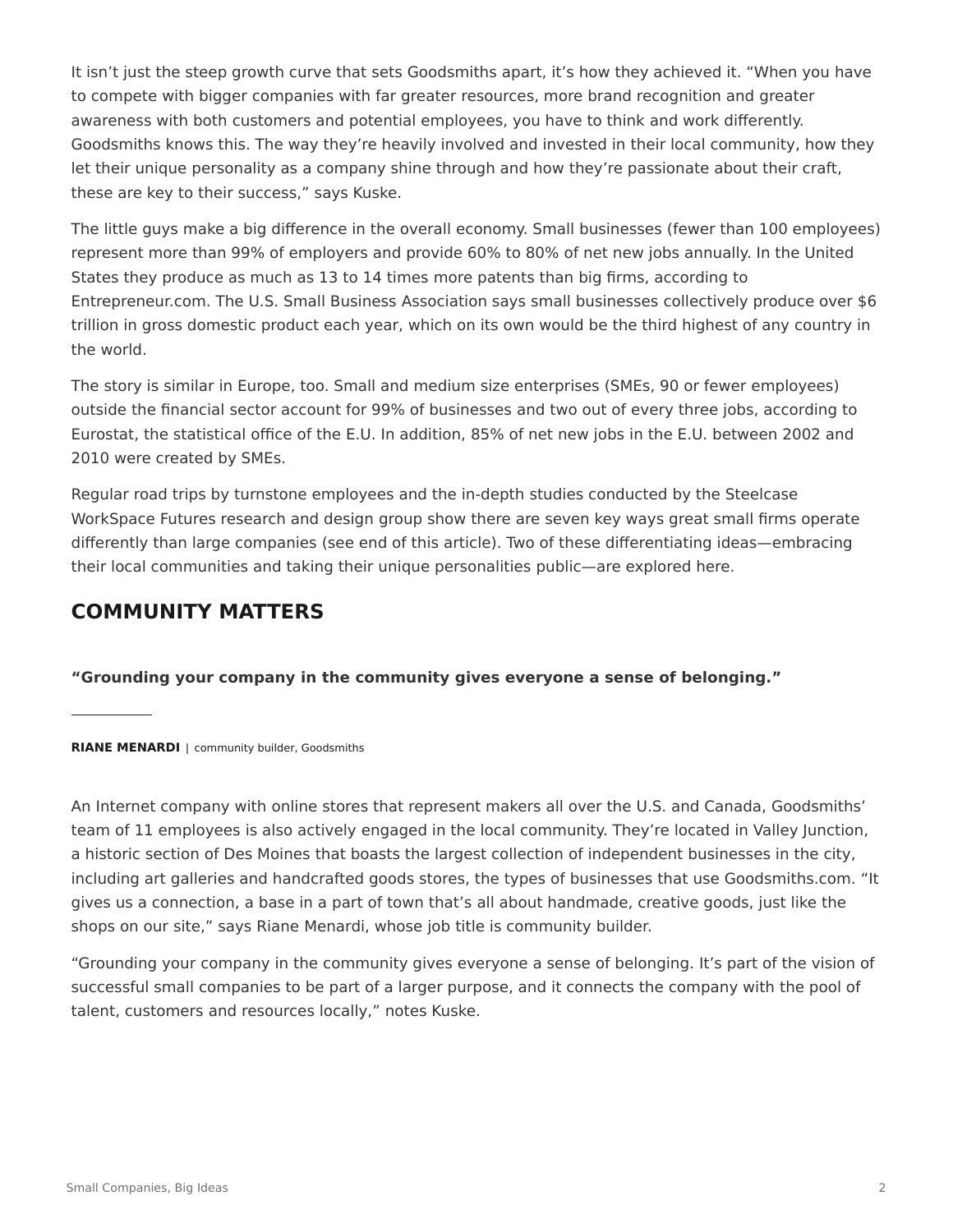It isn't just the steep growth curve that sets Goodsmiths apart, it's how they achieved it. "When you have to compete with bigger companies with far greater resources, more brand recognition and greater awareness with both customers and potential employees, you have to think and work differently. Goodsmiths knows this. The way they're heavily involved and invested in their local community, how they let their unique personality as a company shine through and how they're passionate about their craft, these are key to their success," says Kuske.

The little guys make a big difference in the overall economy. Small businesses (fewer than 100 employees) represent more than 99% of employers and provide 60% to 80% of net new jobs annually. In the United States they produce as much as 13 to 14 times more patents than big firms, according to Entrepreneur.com. The U.S. Small Business Association says small businesses collectively produce over $6 trillion in gross domestic product each year, which on its own would be the third highest of any country in the world.

The story is similar in Europe, too. Small and medium size enterprises (SMEs, 90 or fewer employees) outside the financial sector account for 99% of businesses and two out of every three jobs, according to Eurostat, the statistical office of the E.U. In addition, 85% of net new jobs in the E.U. between 2002 and 2010 were created by SMEs.

Regular road trips by turnstone employees and the in-depth studies conducted by the Steelcase WorkSpace Futures research and design group show there are seven key ways great small firms operate differently than large companies (see end of this article). Two of these differentiating ideas—embracing their local communities and taking their unique personalities public—are explored here.

## COMMUNITY MATTERS

**"Grounding your company in the community gives everyone a sense of belonging."**

**RIANE MENARDI** | community builder, Goodsmiths

An Internet company with online stores that represent makers all over the U.S. and Canada, Goodsmiths' team of 11 employees is also actively engaged in the local community. They're located in Valley Junction, a historic section of Des Moines that boasts the largest collection of independent businesses in the city, including art galleries and handcrafted goods stores, the types of businesses that use Goodsmiths.com. "It gives us a connection, a base in a part of town that's all about handmade, creative goods, just like the shops on our site," says Riane Menardi, whose job title is community builder.

"Grounding your company in the community gives everyone a sense of belonging. It's part of the vision of successful small companies to be part of a larger purpose, and it connects the company with the pool of talent, customers and resources locally," notes Kuske.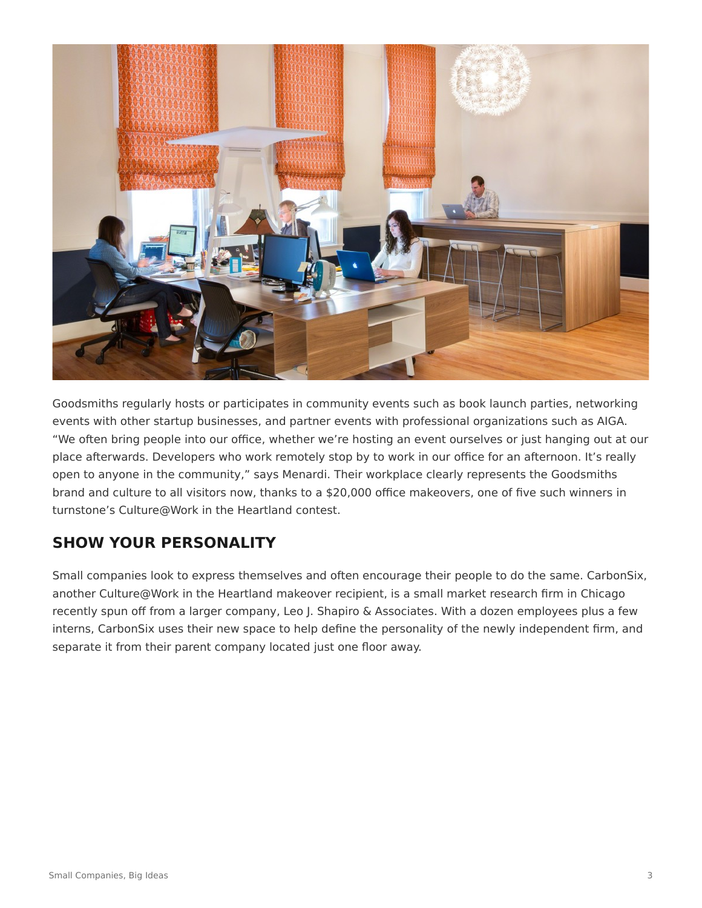Goodsmiths regularly hosts or participates in community events such as book launch parties, networking events with other startup businesses, and partner events with professional organizations such as AIGA. “We often bring people into our office, whether we’re hosting an event ourselves or just hanging out at our place afterwards. Developers who work remotely stop by to work in our office for an afternoon. It’s really open to anyone in the community,” says Menardi. Their workplace clearly represents the Goodsmiths brand and culture to all visitors now, thanks to a $20,000 office makeovers, one of five such winners in turnstone’s Culture@Work in the Heartland contest.

## SHOW YOUR PERSONALITY

Small companies look to express themselves and often encourage their people to do the same. CarbonSix, another Culture@Work in the Heartland makeover recipient, is a small market research firm in Chicago recently spun off from a larger company, Leo J. Shapiro & Associates. With a dozen employees plus a few interns, CarbonSix uses their new space to help define the personality of the newly independent firm, and separate it from their parent company located just one floor away.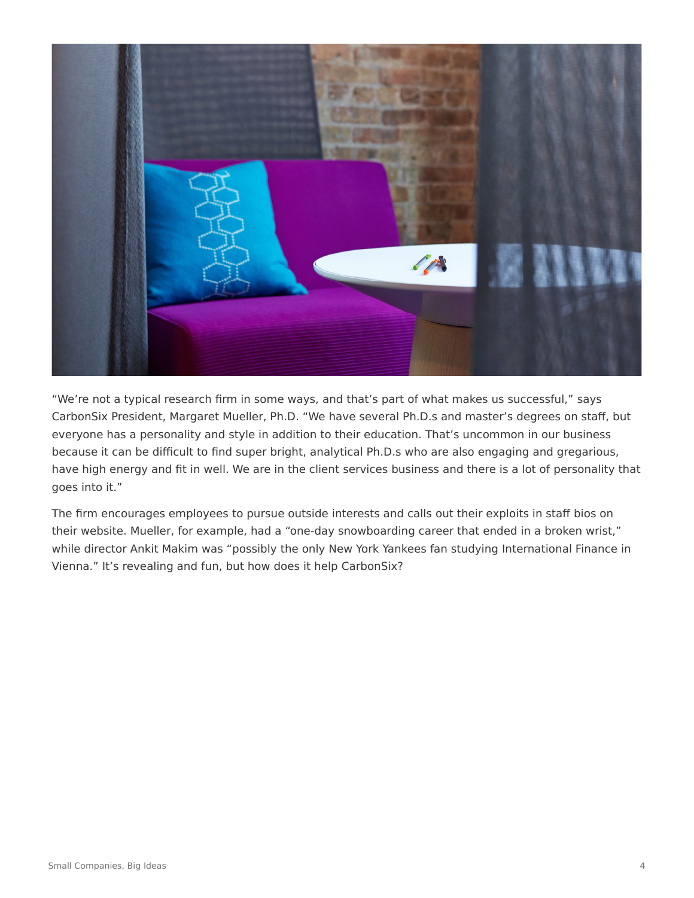“We’re not a typical research firm in some ways, and that’s part of what makes us successful,” says CarbonSix President, Margaret Mueller, Ph.D. “We have several Ph.D.s and master’s degrees on staff, but everyone has a personality and style in addition to their education. That’s uncommon in our business because it can be difficult to find super bright, analytical Ph.D.s who are also engaging and gregarious, have high energy and fit in well. We are in the client services business and there is a lot of personality that goes into it.”

The firm encourages employees to pursue outside interests and calls out their exploits in staff bios on their website. Mueller, for example, had a “one-day snowboarding career that ended in a broken wrist,” while director Ankit Makim was “possibly the only New York Yankees fan studying International Finance in Vienna.” It’s revealing and fun, but how does it help CarbonSix?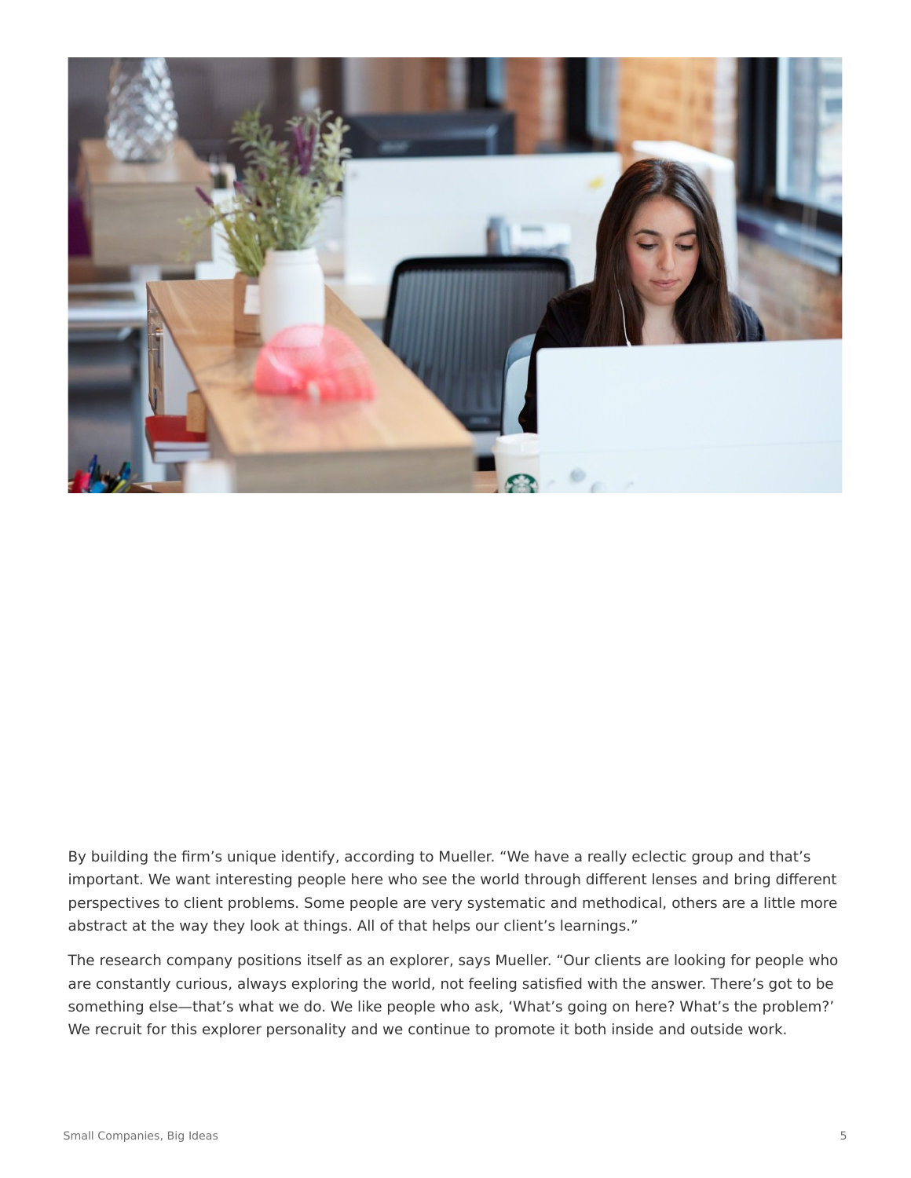By building the firm's unique identify, according to Mueller. "We have a really eclectic group and that's important. We want interesting people here who see the world through different lenses and bring different perspectives to client problems. Some people are very systematic and methodical, others are a little more abstract at the way they look at things. All of that helps our client's learnings."

The research company positions itself as an explorer, says Mueller. "Our clients are looking for people who are constantly curious, always exploring the world, not feeling satisfied with the answer. There's got to be something else—that's what we do. We like people who ask, 'What's going on here? What's the problem?' We recruit for this explorer personality and we continue to promote it both inside and outside work.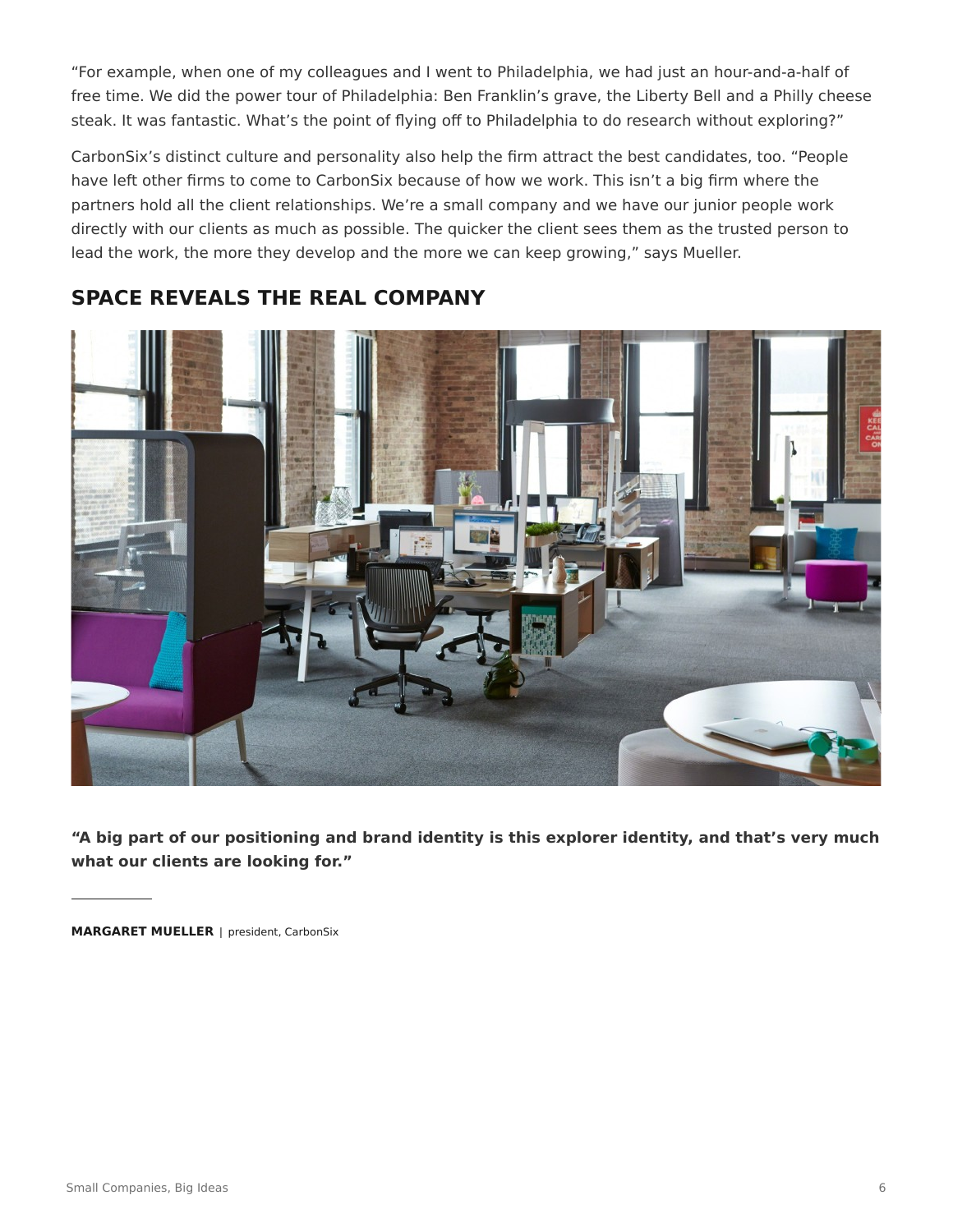"For example, when one of my colleagues and I went to Philadelphia, we had just an hour-and-a-half of free time. We did the power tour of Philadelphia: Ben Franklin's grave, the Liberty Bell and a Philly cheese steak. It was fantastic. What's the point of flying off to Philadelphia to do research without exploring?"

CarbonSix's distinct culture and personality also help the firm attract the best candidates, too. "People have left other firms to come to CarbonSix because of how we work. This isn't a big firm where the partners hold all the client relationships. We're a small company and we have our junior people work directly with our clients as much as possible. The quicker the client sees them as the trusted person to lead the work, the more they develop and the more we can keep growing," says Mueller.

## SPACE REVEALS THE REAL COMPANY

**"A big part of our positioning and brand identity is this explorer identity, and that's very much what our clients are looking for."**

**MARGARET MUELLER** | president, CarbonSix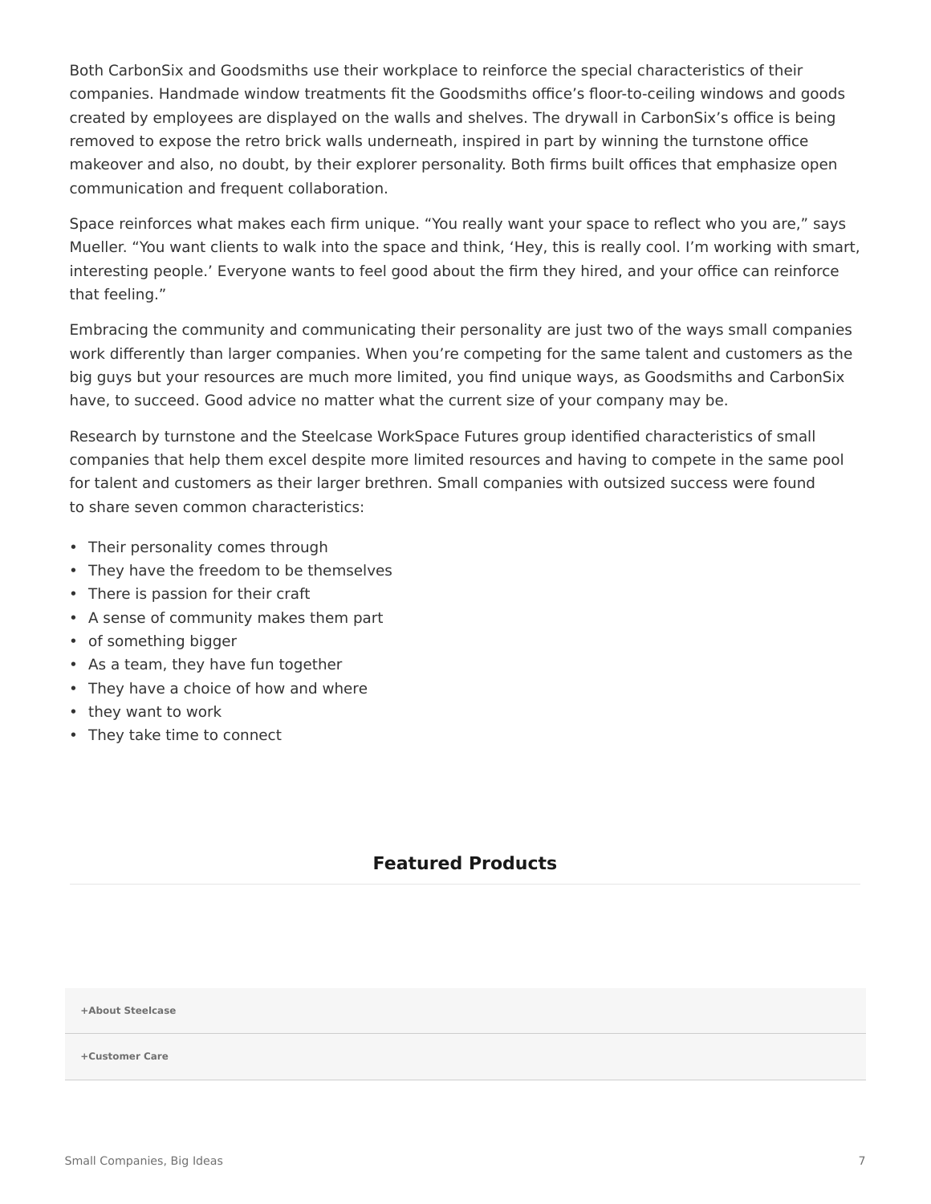Both CarbonSix and Goodsmiths use their workplace to reinforce the special characteristics of their companies. Handmade window treatments fit the Goodsmiths office's floor-to-ceiling windows and goods created by employees are displayed on the walls and shelves. The drywall in CarbonSix's office is being removed to expose the retro brick walls underneath, inspired in part by winning the turnstone office makeover and also, no doubt, by their explorer personality. Both firms built offices that emphasize open communication and frequent collaboration.

Space reinforces what makes each firm unique. "You really want your space to reflect who you are," says Mueller. "You want clients to walk into the space and think, 'Hey, this is really cool. I'm working with smart, interesting people.' Everyone wants to feel good about the firm they hired, and your office can reinforce that feeling."

Embracing the community and communicating their personality are just two of the ways small companies work differently than larger companies. When you're competing for the same talent and customers as the big guys but your resources are much more limited, you find unique ways, as Goodsmiths and CarbonSix have, to succeed. Good advice no matter what the current size of your company may be.

Research by turnstone and the Steelcase WorkSpace Futures group identified characteristics of small companies that help them excel despite more limited resources and having to compete in the same pool for talent and customers as their larger brethren. Small companies with outsized success were found to share seven common characteristics:

- Their personality comes through
- They have the freedom to be themselves
- There is passion for their craft
- A sense of community makes them part
- of something bigger
- As a team, they have fun together
- They have a choice of how and where
- they want to work
- They take time to connect

## Featured Products

**+About Steelcase**

**+Customer Care**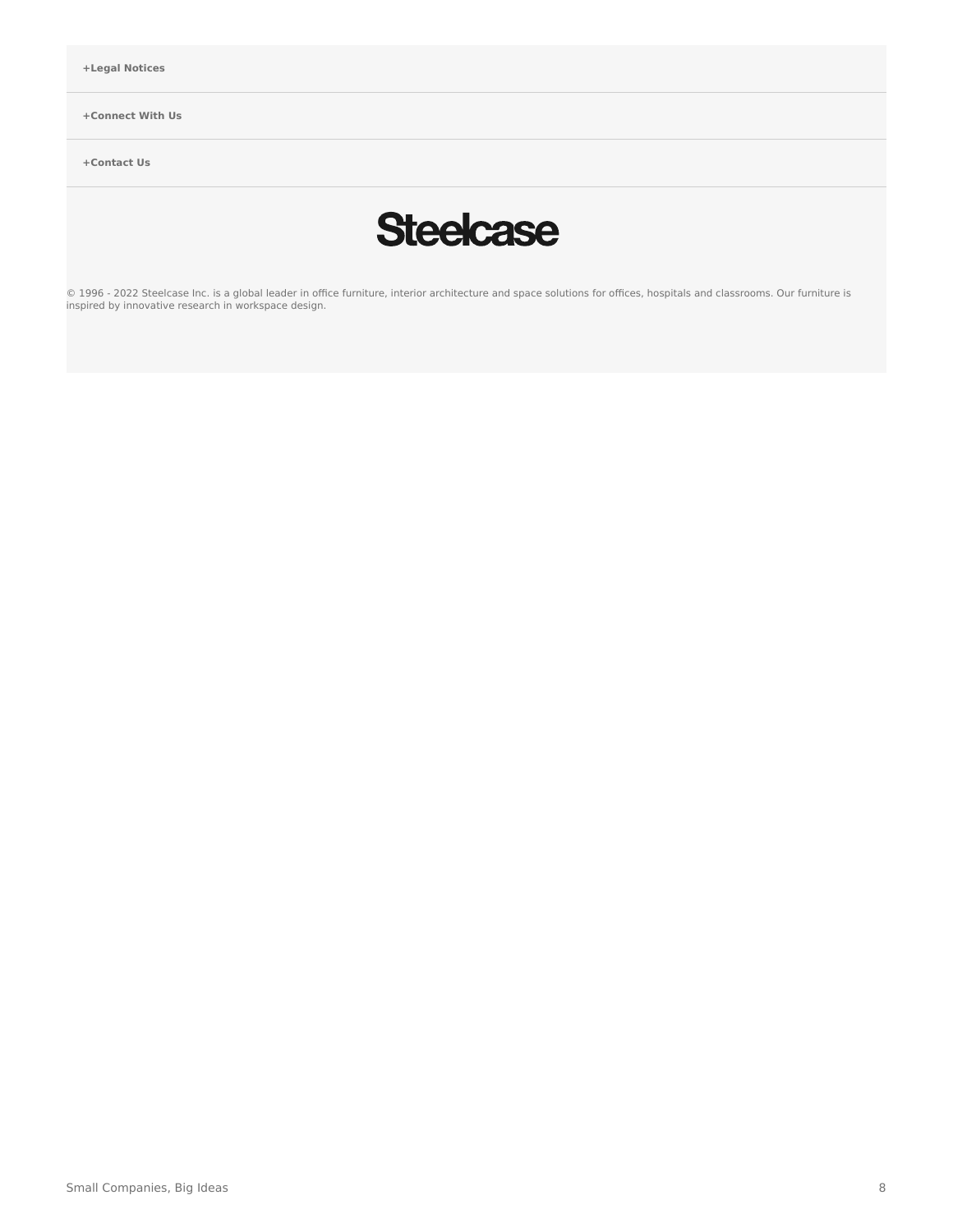**+Legal Notices**

**+Connect With Us**

**+Contact Us**

Steelcase

© 1996 - 2022 Steelcase Inc. is a global leader in office furniture, interior architecture and space solutions for offices, hospitals and classrooms. Our furniture is inspired by innovative research in workspace design.